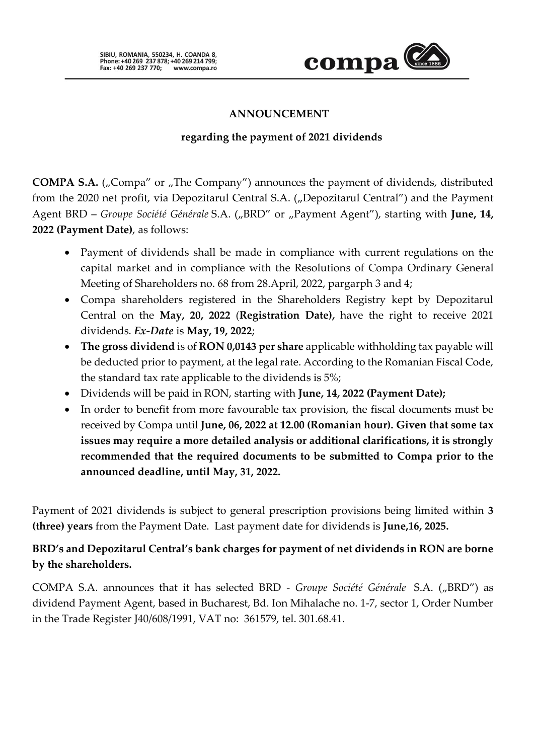SIBIU, ROMANIA, 550234, H. COANDA 8,
Phone: +40 269 237 878; +40 269 214 799;
Fax: +40 269 237 770; www.compa.ro

**ANNOUNCEMENT**

**regarding the payment of 2021 dividends**

**COMPA S.A.** („Compa" or „The Company") announces the payment of dividends, distributed from the 2020 net profit, via Depozitarul Central S.A. („Depozitarul Central") and the Payment Agent BRD – *Groupe Société Générale* S.A. („BRD" or „Payment Agent"), starting with **June, 14, 2022 (Payment Date)**, as follows:

- Payment of dividends shall be made in compliance with current regulations on the capital market and in compliance with the Resolutions of Compa Ordinary General Meeting of Shareholders no. 68 from 28.April, 2022, pargarph 3 and 4;
- Compa shareholders registered in the Shareholders Registry kept by Depozitarul Central on the **May, 20, 2022** (**Registration Date),** have the right to receive 2021 dividends. ***Ex-Date*** is **May, 19, 2022**;
- **The gross dividend** is of **RON 0,0143 per share** applicable withholding tax payable will be deducted prior to payment, at the legal rate. According to the Romanian Fiscal Code, the standard tax rate applicable to the dividends is 5%;
- Dividends will be paid in RON, starting with **June, 14, 2022 (Payment Date);**
- In order to benefit from more favourable tax provision, the fiscal documents must be received by Compa until **June, 06, 2022 at 12.00 (Romanian hour). Given that some tax issues may require a more detailed analysis or additional clarifications, it is strongly recommended that the required documents to be submitted to Compa prior to the announced deadline, until May, 31, 2022.**

Payment of 2021 dividends is subject to general prescription provisions being limited within **3 (three) years** from the Payment Date. Last payment date for dividends is **June,16, 2025.**

**BRD's and Depozitarul Central's bank charges for payment of net dividends in RON are borne by the shareholders.**

COMPA S.A. announces that it has selected BRD - *Groupe Société Générale* S.A. („BRD") as dividend Payment Agent, based in Bucharest, Bd. Ion Mihalache no. 1-7, sector 1, Order Number in the Trade Register J40/608/1991, VAT no: 361579, tel. 301.68.41.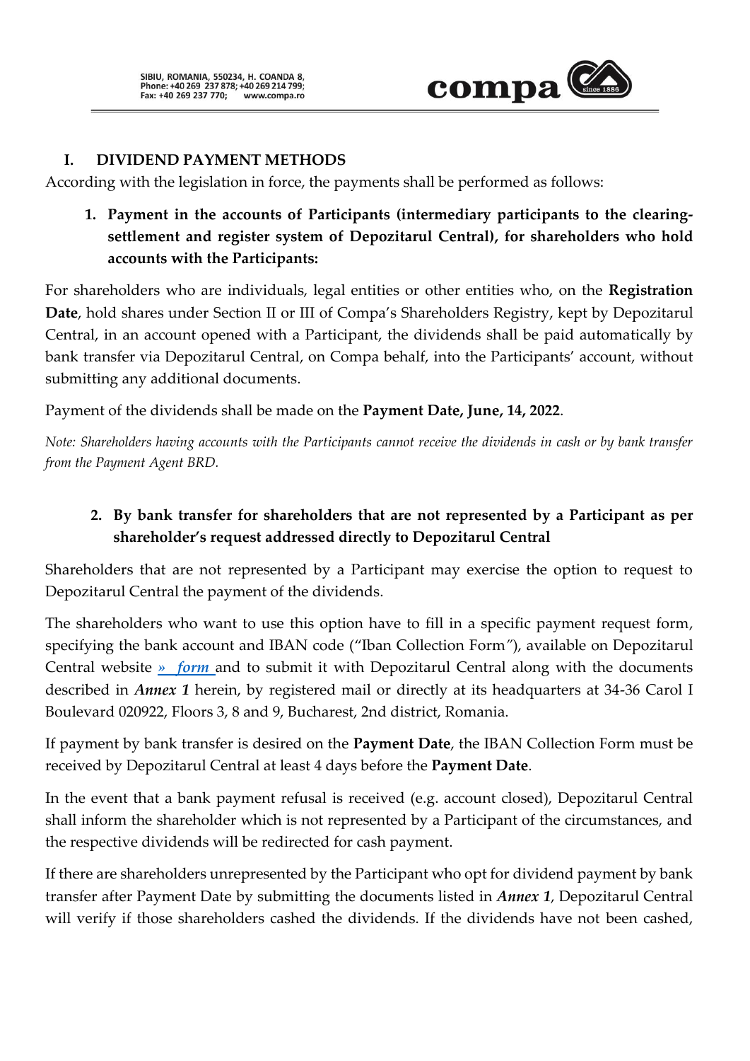## I. DIVIDEND PAYMENT METHODS

According with the legislation in force, the payments shall be performed as follows:

### 1. Payment in the accounts of Participants (intermediary participants to the clearing-settlement and register system of Depozitarul Central), for shareholders who hold accounts with the Participants:

For shareholders who are individuals, legal entities or other entities who, on the **Registration Date**, hold shares under Section II or III of Compa's Shareholders Registry, kept by Depozitarul Central, in an account opened with a Participant, the dividends shall be paid automatically by bank transfer via Depozitarul Central, on Compa behalf, into the Participants' account, without submitting any additional documents.

Payment of the dividends shall be made on the **Payment Date, June, 14, 2022**.

*Note: Shareholders having accounts with the Participants cannot receive the dividends in cash or by bank transfer from the Payment Agent BRD.*

### 2. By bank transfer for shareholders that are not represented by a Participant as per shareholder's request addressed directly to Depozitarul Central

Shareholders that are not represented by a Participant may exercise the option to request to Depozitarul Central the payment of the dividends.

The shareholders who want to use this option have to fill in a specific payment request form, specifying the bank account and IBAN code ("Iban Collection Form"), available on Depozitarul Central website *» form* and to submit it with Depozitarul Central along with the documents described in ***Annex 1*** herein, by registered mail or directly at its headquarters at 34-36 Carol I Boulevard 020922, Floors 3, 8 and 9, Bucharest, 2nd district, Romania.

If payment by bank transfer is desired on the **Payment Date**, the IBAN Collection Form must be received by Depozitarul Central at least 4 days before the **Payment Date**.

In the event that a bank payment refusal is received (e.g. account closed), Depozitarul Central shall inform the shareholder which is not represented by a Participant of the circumstances, and the respective dividends will be redirected for cash payment.

If there are shareholders unrepresented by the Participant who opt for dividend payment by bank transfer after Payment Date by submitting the documents listed in ***Annex 1***, Depozitarul Central will verify if those shareholders cashed the dividends. If the dividends have not been cashed,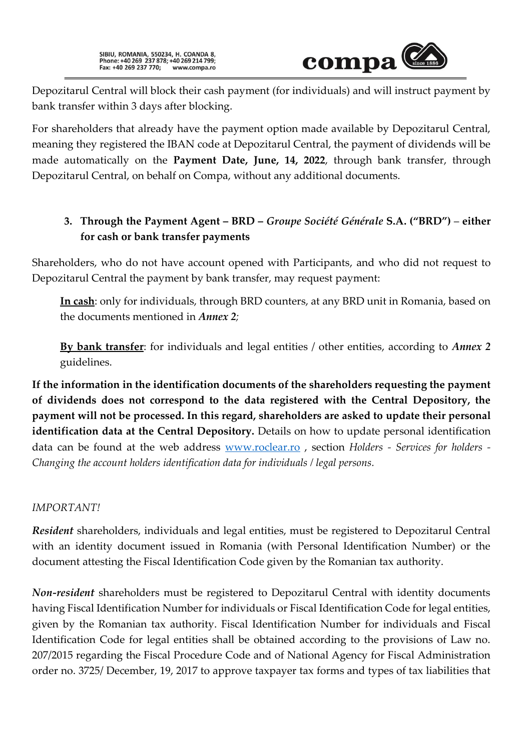Depozitarul Central will block their cash payment (for individuals) and will instruct payment by bank transfer within 3 days after blocking.

For shareholders that already have the payment option made available by Depozitarul Central, meaning they registered the IBAN code at Depozitarul Central, the payment of dividends will be made automatically on the **Payment Date, June, 14, 2022**, through bank transfer, through Depozitarul Central, on behalf on Compa, without any additional documents.

3. **Through the Payment Agent – BRD – *Groupe Société Générale* S.A. ("BRD") – either for cash or bank transfer payments**

Shareholders, who do not have account opened with Participants, and who did not request to Depozitarul Central the payment by bank transfer, may request payment:

**In cash**: only for individuals, through BRD counters, at any BRD unit in Romania, based on the documents mentioned in ***Annex 2****;*

**By bank transfer**: for individuals and legal entities / other entities, according to ***Annex 2*** guidelines.

**If the information in the identification documents of the shareholders requesting the payment of dividends does not correspond to the data registered with the Central Depository, the payment will not be processed. In this regard, shareholders are asked to update their personal identification data at the Central Depository.** Details on how to update personal identification data can be found at the web address www.roclear.ro , section *Holders - Services for holders - Changing the account holders identification data for individuals / legal persons.*

*IMPORTANT!*

***Resident*** shareholders, individuals and legal entities, must be registered to Depozitarul Central with an identity document issued in Romania (with Personal Identification Number) or the document attesting the Fiscal Identification Code given by the Romanian tax authority.

***Non-resident*** shareholders must be registered to Depozitarul Central with identity documents having Fiscal Identification Number for individuals or Fiscal Identification Code for legal entities, given by the Romanian tax authority. Fiscal Identification Number for individuals and Fiscal Identification Code for legal entities shall be obtained according to the provisions of Law no. 207/2015 regarding the Fiscal Procedure Code and of National Agency for Fiscal Administration order no. 3725/ December, 19, 2017 to approve taxpayer tax forms and types of tax liabilities that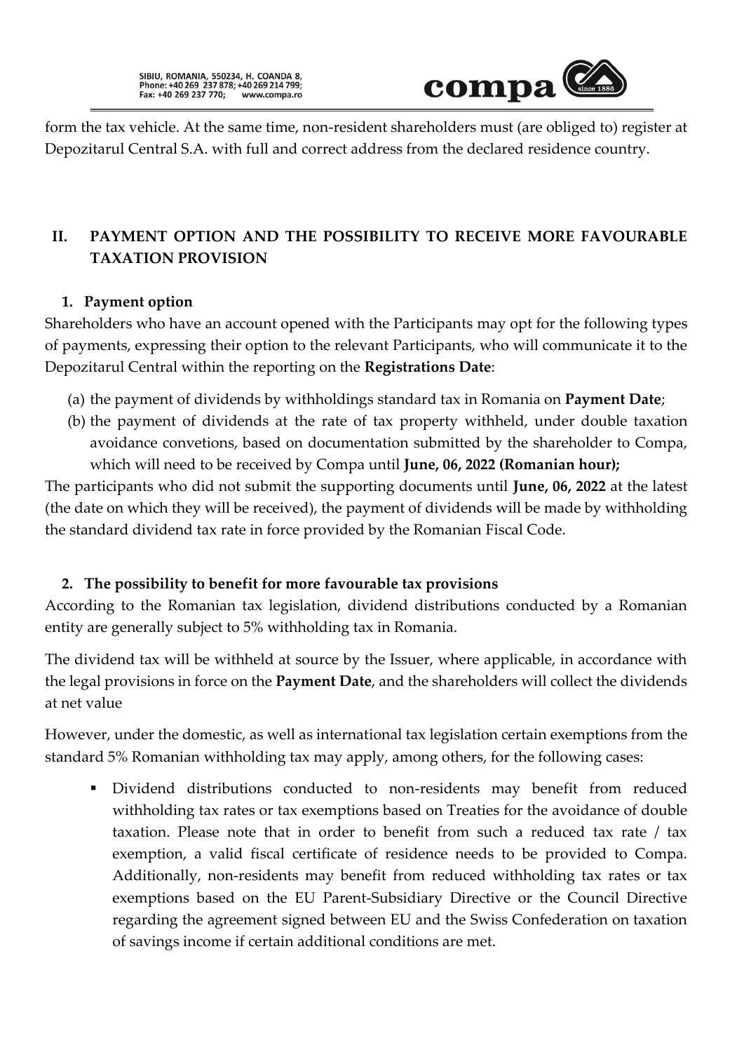form the tax vehicle. At the same time, non-resident shareholders must (are obliged to) register at Depozitarul Central S.A. with full and correct address from the declared residence country.

## II. PAYMENT OPTION AND THE POSSIBILITY TO RECEIVE MORE FAVOURABLE TAXATION PROVISION

### 1. Payment option

Shareholders who have an account opened with the Participants may opt for the following types of payments, expressing their option to the relevant Participants, who will communicate it to the Depozitarul Central within the reporting on the **Registrations Date**:

(a) the payment of dividends by withholdings standard tax in Romania on **Payment Date**;

(b) the payment of dividends at the rate of tax property withheld, under double taxation avoidance convetions, based on documentation submitted by the shareholder to Compa, which will need to be received by Compa until **June, 06, 2022 (Romanian hour);**

The participants who did not submit the supporting documents until **June, 06, 2022** at the latest (the date on which they will be received), the payment of dividends will be made by withholding the standard dividend tax rate in force provided by the Romanian Fiscal Code.

### 2. The possibility to benefit for more favourable tax provisions

According to the Romanian tax legislation, dividend distributions conducted by a Romanian entity are generally subject to 5% withholding tax in Romania.

The dividend tax will be withheld at source by the Issuer, where applicable, in accordance with the legal provisions in force on the **Payment Date**, and the shareholders will collect the dividends at net value

However, under the domestic, as well as international tax legislation certain exemptions from the standard 5% Romanian withholding tax may apply, among others, for the following cases:

- Dividend distributions conducted to non-residents may benefit from reduced withholding tax rates or tax exemptions based on Treaties for the avoidance of double taxation. Please note that in order to benefit from such a reduced tax rate / tax exemption, a valid fiscal certificate of residence needs to be provided to Compa. Additionally, non-residents may benefit from reduced withholding tax rates or tax exemptions based on the EU Parent-Subsidiary Directive or the Council Directive regarding the agreement signed between EU and the Swiss Confederation on taxation of savings income if certain additional conditions are met.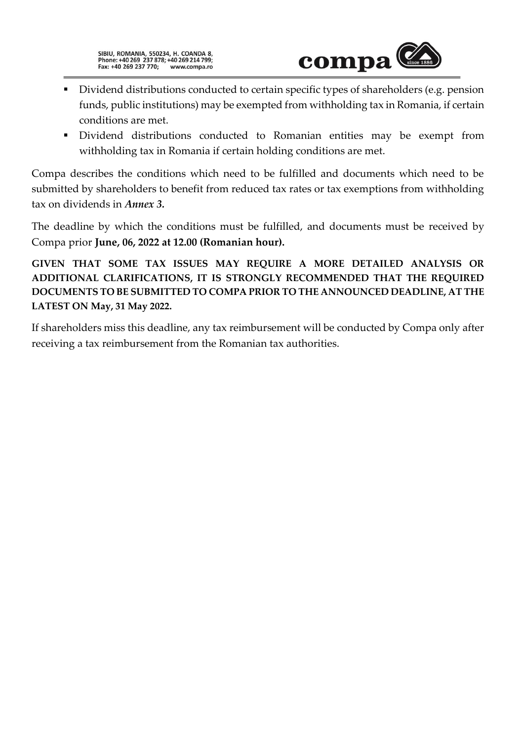- Dividend distributions conducted to certain specific types of shareholders (e.g. pension funds, public institutions) may be exempted from withholding tax in Romania, if certain conditions are met.
- Dividend distributions conducted to Romanian entities may be exempt from withholding tax in Romania if certain holding conditions are met.

Compa describes the conditions which need to be fulfilled and documents which need to be submitted by shareholders to benefit from reduced tax rates or tax exemptions from withholding tax on dividends in ***Annex 3.***

The deadline by which the conditions must be fulfilled, and documents must be received by Compa prior **June, 06, 2022 at 12.00 (Romanian hour).**

**GIVEN THAT SOME TAX ISSUES MAY REQUIRE A MORE DETAILED ANALYSIS OR ADDITIONAL CLARIFICATIONS, IT IS STRONGLY RECOMMENDED THAT THE REQUIRED DOCUMENTS TO BE SUBMITTED TO COMPA PRIOR TO THE ANNOUNCED DEADLINE, AT THE LATEST ON May, 31 May 2022.**

If shareholders miss this deadline, any tax reimbursement will be conducted by Compa only after receiving a tax reimbursement from the Romanian tax authorities.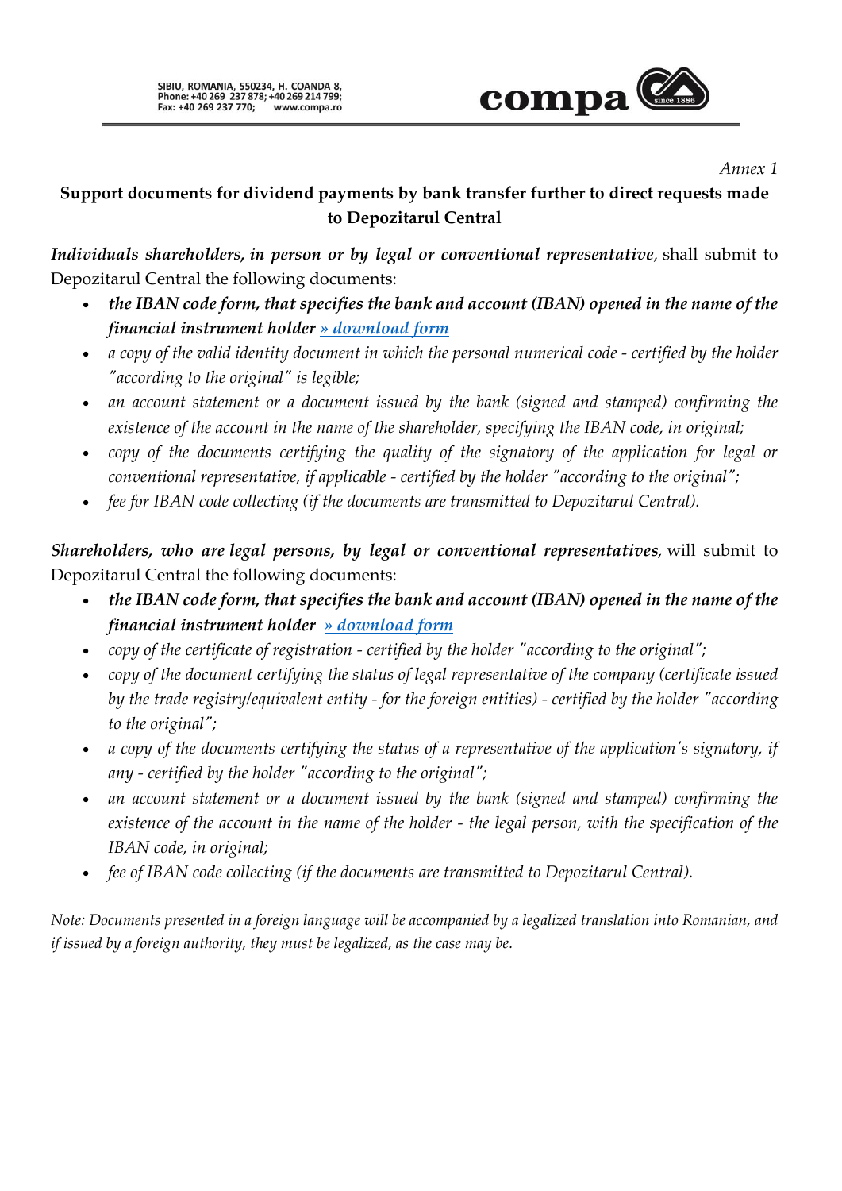*Annex 1*

**Support documents for dividend payments by bank transfer further to direct requests made to Depozitarul Central**

***Individuals shareholders, in person or by legal or conventional representative***, shall submit to Depozitarul Central the following documents:

- ***the IBAN code form, that specifies the bank and account (IBAN) opened in the name of the financial instrument holder*** ***» download form***
- *a copy of the valid identity document in which the personal numerical code - certified by the holder "according to the original" is legible;*
- *an account statement or a document issued by the bank (signed and stamped) confirming the existence of the account in the name of the shareholder, specifying the IBAN code, in original;*
- *copy of the documents certifying the quality of the signatory of the application for legal or conventional representative, if applicable - certified by the holder "according to the original";*
- *fee for IBAN code collecting (if the documents are transmitted to Depozitarul Central).*

***Shareholders, who are legal persons, by legal or conventional representatives***, will submit to Depozitarul Central the following documents:

- ***the IBAN code form, that specifies the bank and account (IBAN) opened in the name of the financial instrument holder*** ***» download form***
- *copy of the certificate of registration - certified by the holder "according to the original";*
- *copy of the document certifying the status of legal representative of the company (certificate issued by the trade registry/equivalent entity - for the foreign entities) - certified by the holder "according to the original";*
- *a copy of the documents certifying the status of a representative of the application's signatory, if any - certified by the holder "according to the original";*
- *an account statement or a document issued by the bank (signed and stamped) confirming the existence of the account in the name of the holder - the legal person, with the specification of the IBAN code, in original;*
- *fee of IBAN code collecting (if the documents are transmitted to Depozitarul Central).*

*Note: Documents presented in a foreign language will be accompanied by a legalized translation into Romanian, and if issued by a foreign authority, they must be legalized, as the case may be.*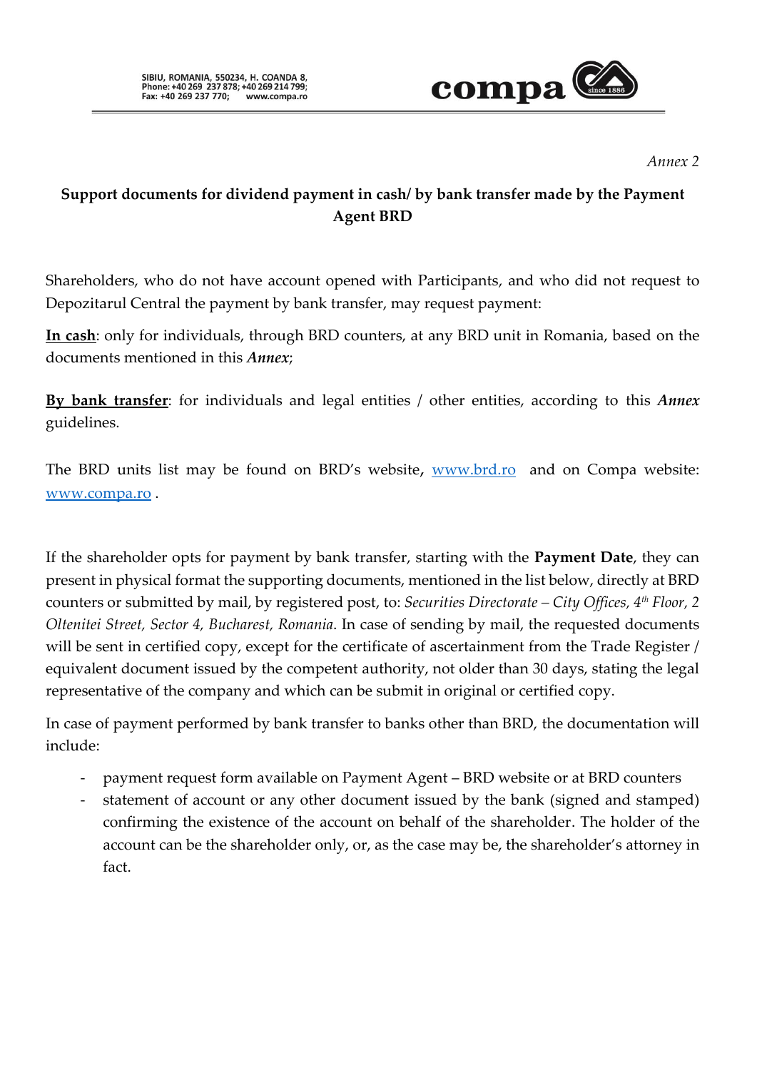*Annex 2*

## Support documents for dividend payment in cash/ by bank transfer made by the Payment Agent BRD

Shareholders, who do not have account opened with Participants, and who did not request to Depozitarul Central the payment by bank transfer, may request payment:

**<u>In cash</u>**: only for individuals, through BRD counters, at any BRD unit in Romania, based on the documents mentioned in this ***Annex***;

**<u>By bank transfer</u>**: for individuals and legal entities / other entities, according to this ***Annex*** guidelines.

The BRD units list may be found on BRD's website, www.brd.ro and on Compa website: www.compa.ro .

If the shareholder opts for payment by bank transfer, starting with the **Payment Date**, they can present in physical format the supporting documents, mentioned in the list below, directly at BRD counters or submitted by mail, by registered post, to: *Securities Directorate – City Offices, 4th Floor, 2 Oltenitei Street, Sector 4, Bucharest, Romania*. In case of sending by mail, the requested documents will be sent in certified copy, except for the certificate of ascertainment from the Trade Register / equivalent document issued by the competent authority, not older than 30 days, stating the legal representative of the company and which can be submit in original or certified copy.

In case of payment performed by bank transfer to banks other than BRD, the documentation will include:

- payment request form available on Payment Agent – BRD website or at BRD counters
- statement of account or any other document issued by the bank (signed and stamped) confirming the existence of the account on behalf of the shareholder. The holder of the account can be the shareholder only, or, as the case may be, the shareholder's attorney in fact.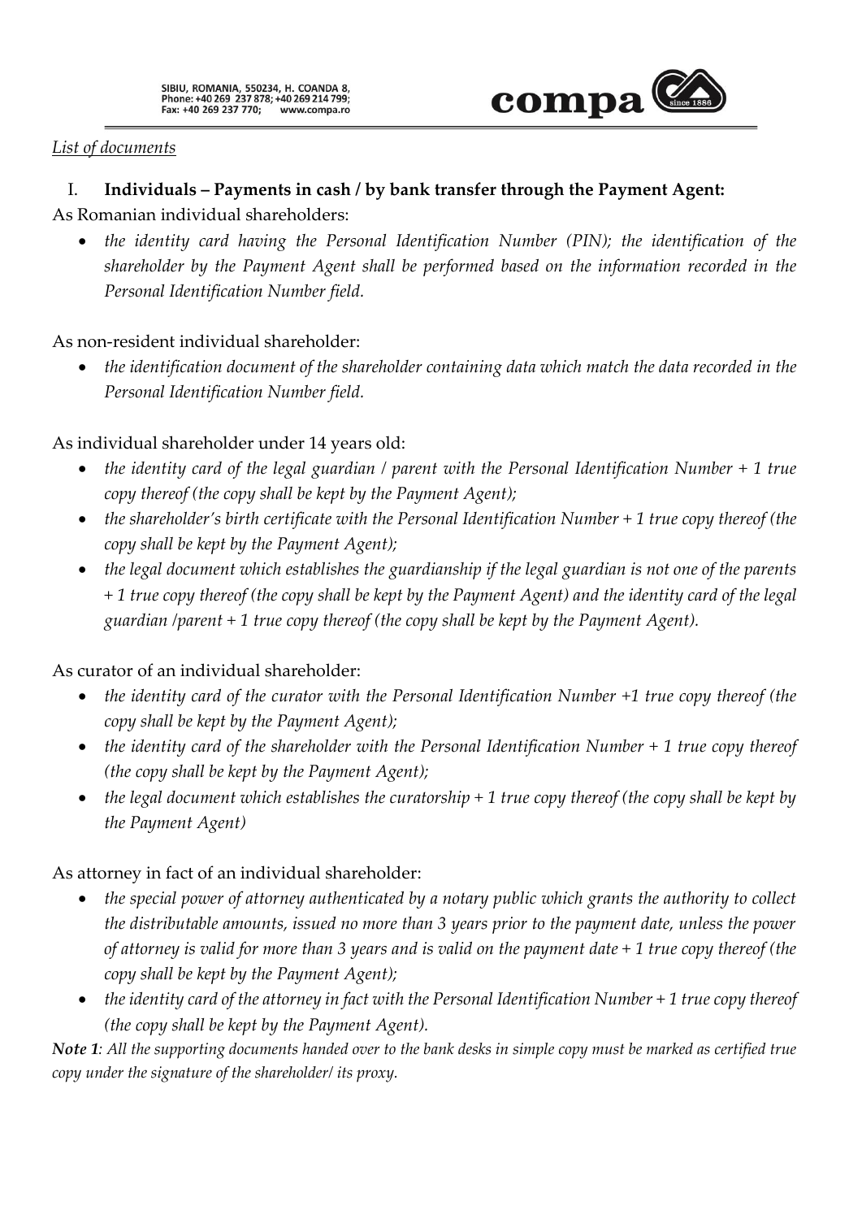*List of documents*

## I. Individuals – Payments in cash / by bank transfer through the Payment Agent:

As Romanian individual shareholders:

- *the identity card having the Personal Identification Number (PIN); the identification of the shareholder by the Payment Agent shall be performed based on the information recorded in the Personal Identification Number field.*

As non-resident individual shareholder:

- *the identification document of the shareholder containing data which match the data recorded in the Personal Identification Number field.*

As individual shareholder under 14 years old:

- *the identity card of the legal guardian / parent with the Personal Identification Number + 1 true copy thereof (the copy shall be kept by the Payment Agent);*
- *the shareholder's birth certificate with the Personal Identification Number + 1 true copy thereof (the copy shall be kept by the Payment Agent);*
- *the legal document which establishes the guardianship if the legal guardian is not one of the parents + 1 true copy thereof (the copy shall be kept by the Payment Agent) and the identity card of the legal guardian /parent + 1 true copy thereof (the copy shall be kept by the Payment Agent).*

As curator of an individual shareholder:

- *the identity card of the curator with the Personal Identification Number +1 true copy thereof (the copy shall be kept by the Payment Agent);*
- *the identity card of the shareholder with the Personal Identification Number + 1 true copy thereof (the copy shall be kept by the Payment Agent);*
- *the legal document which establishes the curatorship + 1 true copy thereof (the copy shall be kept by the Payment Agent)*

As attorney in fact of an individual shareholder:

- *the special power of attorney authenticated by a notary public which grants the authority to collect the distributable amounts, issued no more than 3 years prior to the payment date, unless the power of attorney is valid for more than 3 years and is valid on the payment date + 1 true copy thereof (the copy shall be kept by the Payment Agent);*
- *the identity card of the attorney in fact with the Personal Identification Number + 1 true copy thereof (the copy shall be kept by the Payment Agent).*

***Note 1****: All the supporting documents handed over to the bank desks in simple copy must be marked as certified true copy under the signature of the shareholder/ its proxy.*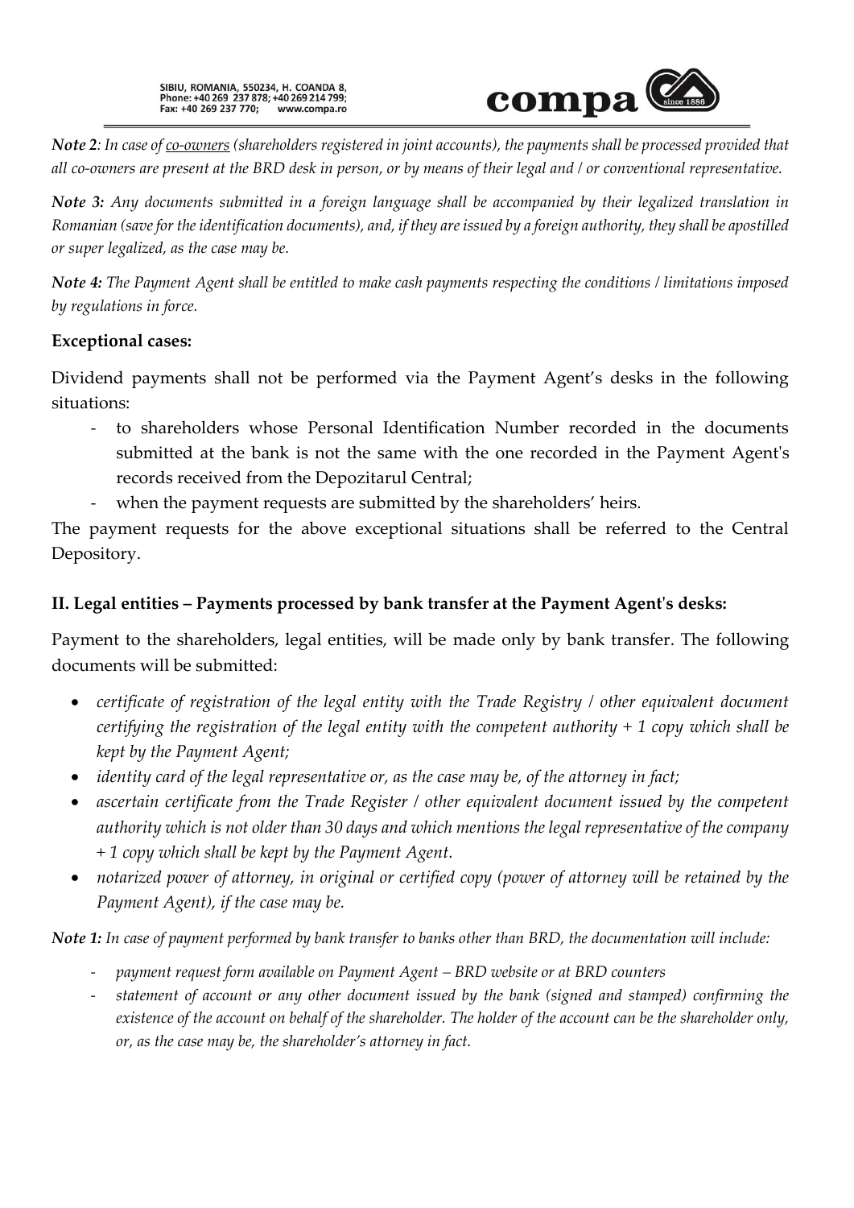***Note 2****: In case of* <u>*co-owners*</u> *(shareholders registered in joint accounts), the payments shall be processed provided that all co-owners are present at the BRD desk in person, or by means of their legal and / or conventional representative.*

***Note 3:*** *Any documents submitted in a foreign language shall be accompanied by their legalized translation in Romanian (save for the identification documents), and, if they are issued by a foreign authority, they shall be apostilled or super legalized, as the case may be.*

***Note 4:*** *The Payment Agent shall be entitled to make cash payments respecting the conditions / limitations imposed by regulations in force.*

**Exceptional cases:**

Dividend payments shall not be performed via the Payment Agent's desks in the following situations:

- to shareholders whose Personal Identification Number recorded in the documents submitted at the bank is not the same with the one recorded in the Payment Agent's records received from the Depozitarul Central;
- when the payment requests are submitted by the shareholders' heirs.

The payment requests for the above exceptional situations shall be referred to the Central Depository.

### II. Legal entities – Payments processed by bank transfer at the Payment Agent's desks:

Payment to the shareholders, legal entities, will be made only by bank transfer. The following documents will be submitted:

- *certificate of registration of the legal entity with the Trade Registry / other equivalent document certifying the registration of the legal entity with the competent authority + 1 copy which shall be kept by the Payment Agent;*
- *identity card of the legal representative or, as the case may be, of the attorney in fact;*
- *ascertain certificate from the Trade Register / other equivalent document issued by the competent authority which is not older than 30 days and which mentions the legal representative of the company + 1 copy which shall be kept by the Payment Agent.*
- *notarized power of attorney, in original or certified copy (power of attorney will be retained by the Payment Agent), if the case may be.*

***Note 1:*** *In case of payment performed by bank transfer to banks other than BRD, the documentation will include:*

- *payment request form available on Payment Agent – BRD website or at BRD counters*
- *statement of account or any other document issued by the bank (signed and stamped) confirming the existence of the account on behalf of the shareholder. The holder of the account can be the shareholder only, or, as the case may be, the shareholder's attorney in fact.*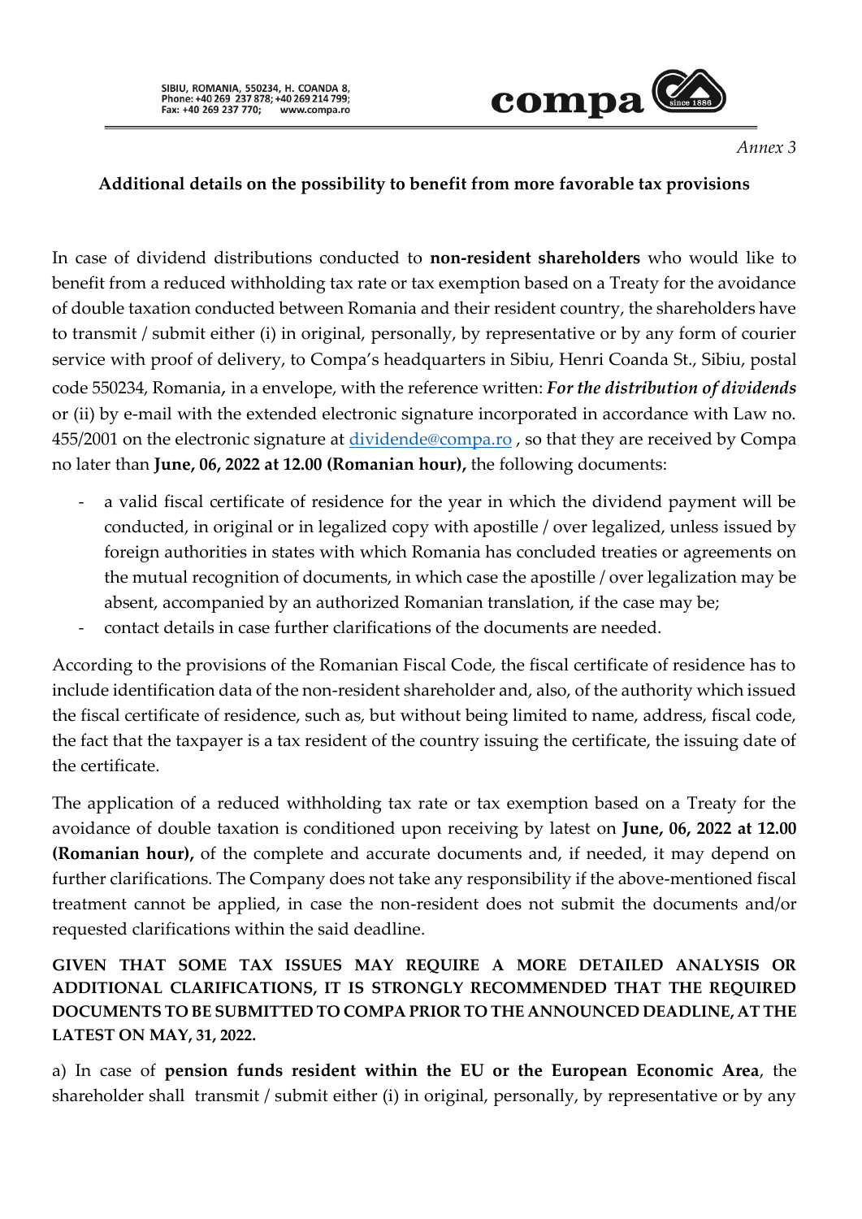*Annex 3*

**Additional details on the possibility to benefit from more favorable tax provisions**

In case of dividend distributions conducted to **non-resident shareholders** who would like to benefit from a reduced withholding tax rate or tax exemption based on a Treaty for the avoidance of double taxation conducted between Romania and their resident country, the shareholders have to transmit / submit either (i) in original, personally, by representative or by any form of courier service with proof of delivery, to Compa's headquarters in Sibiu, Henri Coanda St., Sibiu, postal code 550234, Romania, in a envelope, with the reference written: ***For the distribution of dividends*** or (ii) by e-mail with the extended electronic signature incorporated in accordance with Law no. 455/2001 on the electronic signature at dividende@compa.ro , so that they are received by Compa no later than **June, 06, 2022 at 12.00 (Romanian hour),** the following documents:

- a valid fiscal certificate of residence for the year in which the dividend payment will be conducted, in original or in legalized copy with apostille / over legalized, unless issued by foreign authorities in states with which Romania has concluded treaties or agreements on the mutual recognition of documents, in which case the apostille / over legalization may be absent, accompanied by an authorized Romanian translation, if the case may be;
- contact details in case further clarifications of the documents are needed.

According to the provisions of the Romanian Fiscal Code, the fiscal certificate of residence has to include identification data of the non-resident shareholder and, also, of the authority which issued the fiscal certificate of residence, such as, but without being limited to name, address, fiscal code, the fact that the taxpayer is a tax resident of the country issuing the certificate, the issuing date of the certificate.

The application of a reduced withholding tax rate or tax exemption based on a Treaty for the avoidance of double taxation is conditioned upon receiving by latest on **June, 06, 2022 at 12.00 (Romanian hour),** of the complete and accurate documents and, if needed, it may depend on further clarifications. The Company does not take any responsibility if the above-mentioned fiscal treatment cannot be applied, in case the non-resident does not submit the documents and/or requested clarifications within the said deadline.

**GIVEN THAT SOME TAX ISSUES MAY REQUIRE A MORE DETAILED ANALYSIS OR ADDITIONAL CLARIFICATIONS, IT IS STRONGLY RECOMMENDED THAT THE REQUIRED DOCUMENTS TO BE SUBMITTED TO COMPA PRIOR TO THE ANNOUNCED DEADLINE, AT THE LATEST ON MAY, 31, 2022.**

a) In case of **pension funds resident within the EU or the European Economic Area**, the shareholder shall transmit / submit either (i) in original, personally, by representative or by any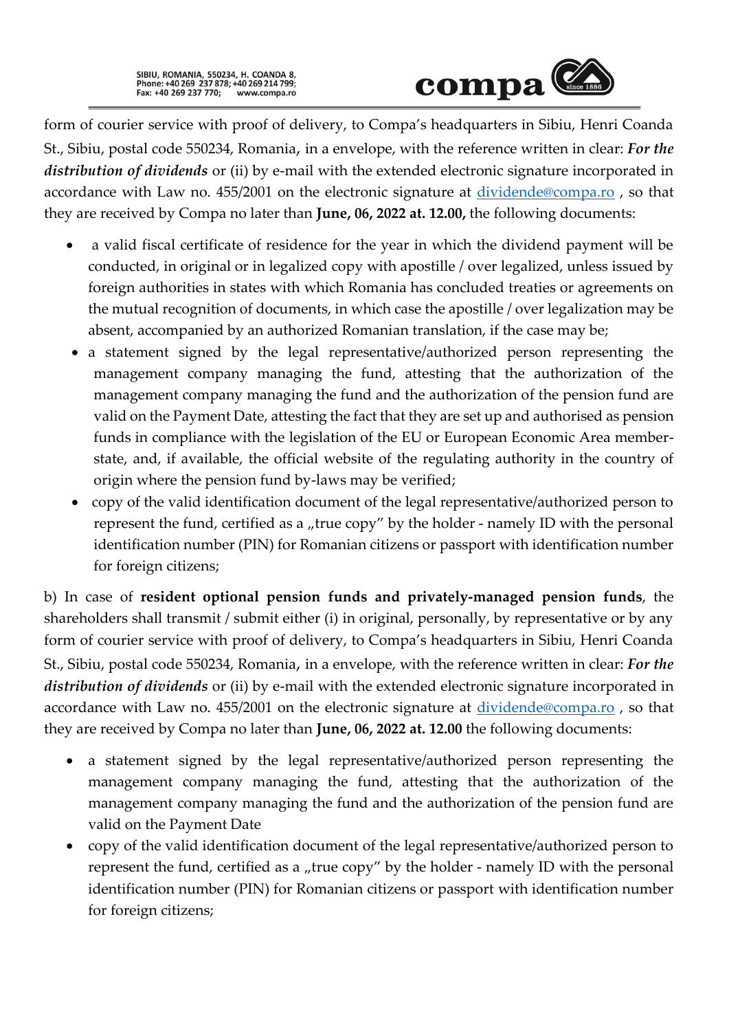form of courier service with proof of delivery, to Compa's headquarters in Sibiu, Henri Coanda St., Sibiu, postal code 550234, Romania, in a envelope, with the reference written in clear: ***For the distribution of dividends*** or (ii) by e-mail with the extended electronic signature incorporated in accordance with Law no. 455/2001 on the electronic signature at dividende@compa.ro , so that they are received by Compa no later than **June, 06, 2022 at. 12.00,** the following documents:

- a valid fiscal certificate of residence for the year in which the dividend payment will be conducted, in original or in legalized copy with apostille / over legalized, unless issued by foreign authorities in states with which Romania has concluded treaties or agreements on the mutual recognition of documents, in which case the apostille / over legalization may be absent, accompanied by an authorized Romanian translation, if the case may be;
- a statement signed by the legal representative/authorized person representing the management company managing the fund, attesting that the authorization of the management company managing the fund and the authorization of the pension fund are valid on the Payment Date, attesting the fact that they are set up and authorised as pension funds in compliance with the legislation of the EU or European Economic Area member-state, and, if available, the official website of the regulating authority in the country of origin where the pension fund by-laws may be verified;
- copy of the valid identification document of the legal representative/authorized person to represent the fund, certified as a „true copy" by the holder - namely ID with the personal identification number (PIN) for Romanian citizens or passport with identification number for foreign citizens;

b) In case of **resident optional pension funds and privately-managed pension funds**, the shareholders shall transmit / submit either (i) in original, personally, by representative or by any form of courier service with proof of delivery, to Compa's headquarters in Sibiu, Henri Coanda St., Sibiu, postal code 550234, Romania, in a envelope, with the reference written in clear: ***For the distribution of dividends*** or (ii) by e-mail with the extended electronic signature incorporated in accordance with Law no. 455/2001 on the electronic signature at dividende@compa.ro , so that they are received by Compa no later than **June, 06, 2022 at. 12.00** the following documents:

- a statement signed by the legal representative/authorized person representing the management company managing the fund, attesting that the authorization of the management company managing the fund and the authorization of the pension fund are valid on the Payment Date
- copy of the valid identification document of the legal representative/authorized person to represent the fund, certified as a „true copy" by the holder - namely ID with the personal identification number (PIN) for Romanian citizens or passport with identification number for foreign citizens;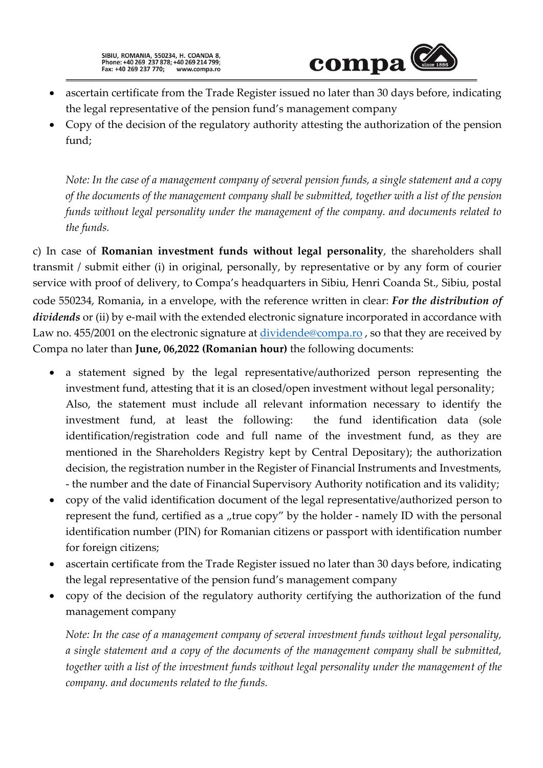- ascertain certificate from the Trade Register issued no later than 30 days before, indicating the legal representative of the pension fund's management company
- Copy of the decision of the regulatory authority attesting the authorization of the pension fund;

*Note: In the case of a management company of several pension funds, a single statement and a copy of the documents of the management company shall be submitted, together with a list of the pension funds without legal personality under the management of the company. and documents related to the funds.*

c) In case of **Romanian investment funds without legal personality**, the shareholders shall transmit / submit either (i) in original, personally, by representative or by any form of courier service with proof of delivery, to Compa's headquarters in Sibiu, Henri Coanda St., Sibiu, postal code 550234, Romania, in a envelope, with the reference written in clear: ***For the distribution of dividends*** or (ii) by e-mail with the extended electronic signature incorporated in accordance with Law no. 455/2001 on the electronic signature at dividende@compa.ro , so that they are received by Compa no later than **June, 06,2022 (Romanian hour)** the following documents:

- a statement signed by the legal representative/authorized person representing the investment fund, attesting that it is an closed/open investment without legal personality; Also, the statement must include all relevant information necessary to identify the investment fund, at least the following: the fund identification data (sole identification/registration code and full name of the investment fund, as they are mentioned in the Shareholders Registry kept by Central Depositary); the authorization decision, the registration number in the Register of Financial Instruments and Investments, - the number and the date of Financial Supervisory Authority notification and its validity;
- copy of the valid identification document of the legal representative/authorized person to represent the fund, certified as a „true copy" by the holder - namely ID with the personal identification number (PIN) for Romanian citizens or passport with identification number for foreign citizens;
- ascertain certificate from the Trade Register issued no later than 30 days before, indicating the legal representative of the pension fund's management company
- copy of the decision of the regulatory authority certifying the authorization of the fund management company

*Note: In the case of a management company of several investment funds without legal personality, a single statement and a copy of the documents of the management company shall be submitted, together with a list of the investment funds without legal personality under the management of the company. and documents related to the funds.*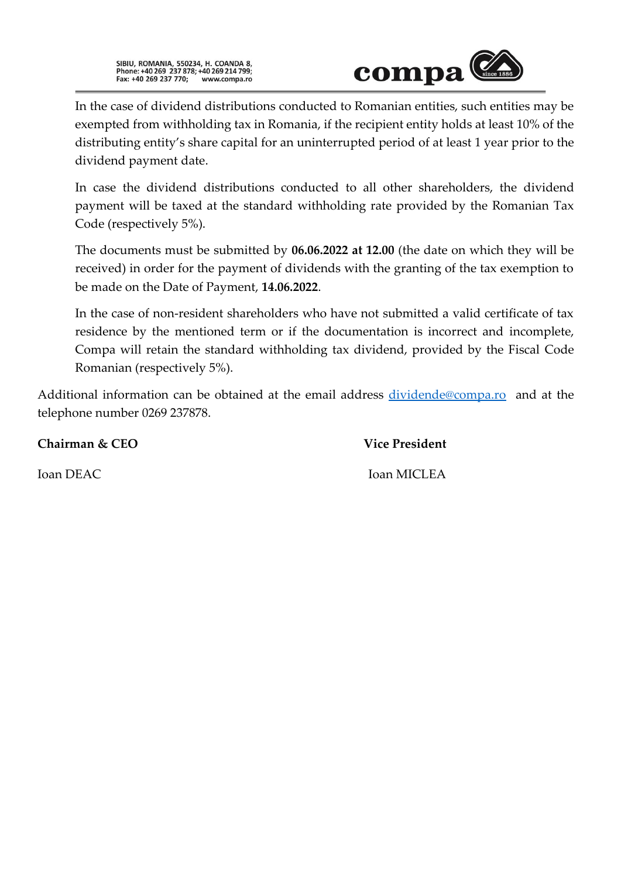In the case of dividend distributions conducted to Romanian entities, such entities may be exempted from withholding tax in Romania, if the recipient entity holds at least 10% of the distributing entity's share capital for an uninterrupted period of at least 1 year prior to the dividend payment date.

In case the dividend distributions conducted to all other shareholders, the dividend payment will be taxed at the standard withholding rate provided by the Romanian Tax Code (respectively 5%).

The documents must be submitted by **06.06.2022 at 12.00** (the date on which they will be received) in order for the payment of dividends with the granting of the tax exemption to be made on the Date of Payment, **14.06.2022**.

In the case of non-resident shareholders who have not submitted a valid certificate of tax residence by the mentioned term or if the documentation is incorrect and incomplete, Compa will retain the standard withholding tax dividend, provided by the Fiscal Code Romanian (respectively 5%).

Additional information can be obtained at the email address dividende@compa.ro and at the telephone number 0269 237878.

**Chairman & CEO**

Ioan DEAC

**Vice President**

Ioan MICLEA